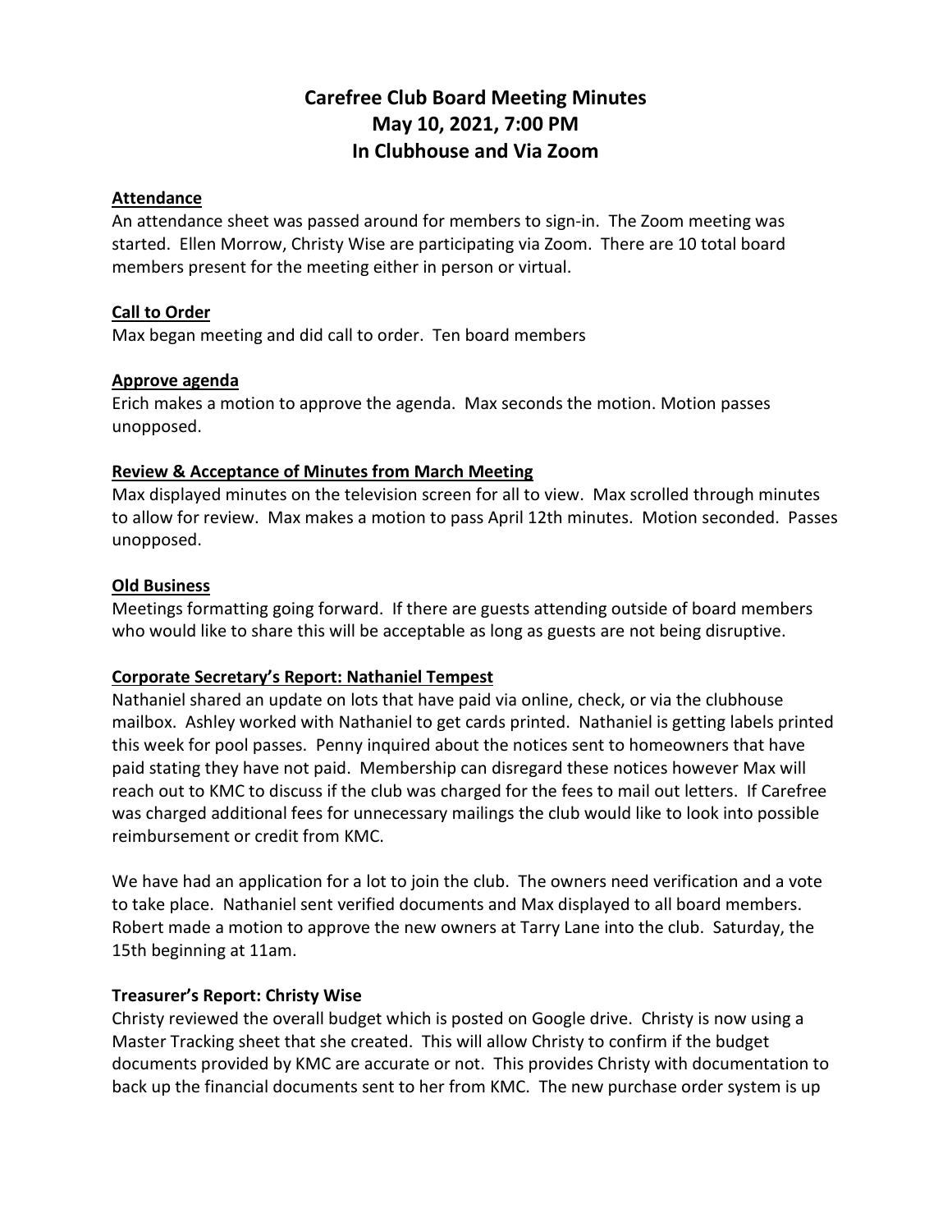# Carefree Club Board Meeting Minutes
# May 10, 2021, 7:00 PM
# In Clubhouse and Via Zoom

## Attendance

An attendance sheet was passed around for members to sign-in. The Zoom meeting was started. Ellen Morrow, Christy Wise are participating via Zoom. There are 10 total board members present for the meeting either in person or virtual.

## Call to Order

Max began meeting and did call to order. Ten board members

## Approve agenda

Erich makes a motion to approve the agenda. Max seconds the motion. Motion passes unopposed.

## Review & Acceptance of Minutes from March Meeting

Max displayed minutes on the television screen for all to view. Max scrolled through minutes to allow for review. Max makes a motion to pass April 12th minutes. Motion seconded. Passes unopposed.

## Old Business

Meetings formatting going forward. If there are guests attending outside of board members who would like to share this will be acceptable as long as guests are not being disruptive.

## Corporate Secretary's Report: Nathaniel Tempest

Nathaniel shared an update on lots that have paid via online, check, or via the clubhouse mailbox. Ashley worked with Nathaniel to get cards printed. Nathaniel is getting labels printed this week for pool passes. Penny inquired about the notices sent to homeowners that have paid stating they have not paid. Membership can disregard these notices however Max will reach out to KMC to discuss if the club was charged for the fees to mail out letters. If Carefree was charged additional fees for unnecessary mailings the club would like to look into possible reimbursement or credit from KMC.

We have had an application for a lot to join the club. The owners need verification and a vote to take place. Nathaniel sent verified documents and Max displayed to all board members. Robert made a motion to approve the new owners at Tarry Lane into the club. Saturday, the 15th beginning at 11am.

## Treasurer's Report: Christy Wise

Christy reviewed the overall budget which is posted on Google drive. Christy is now using a Master Tracking sheet that she created. This will allow Christy to confirm if the budget documents provided by KMC are accurate or not. This provides Christy with documentation to back up the financial documents sent to her from KMC. The new purchase order system is up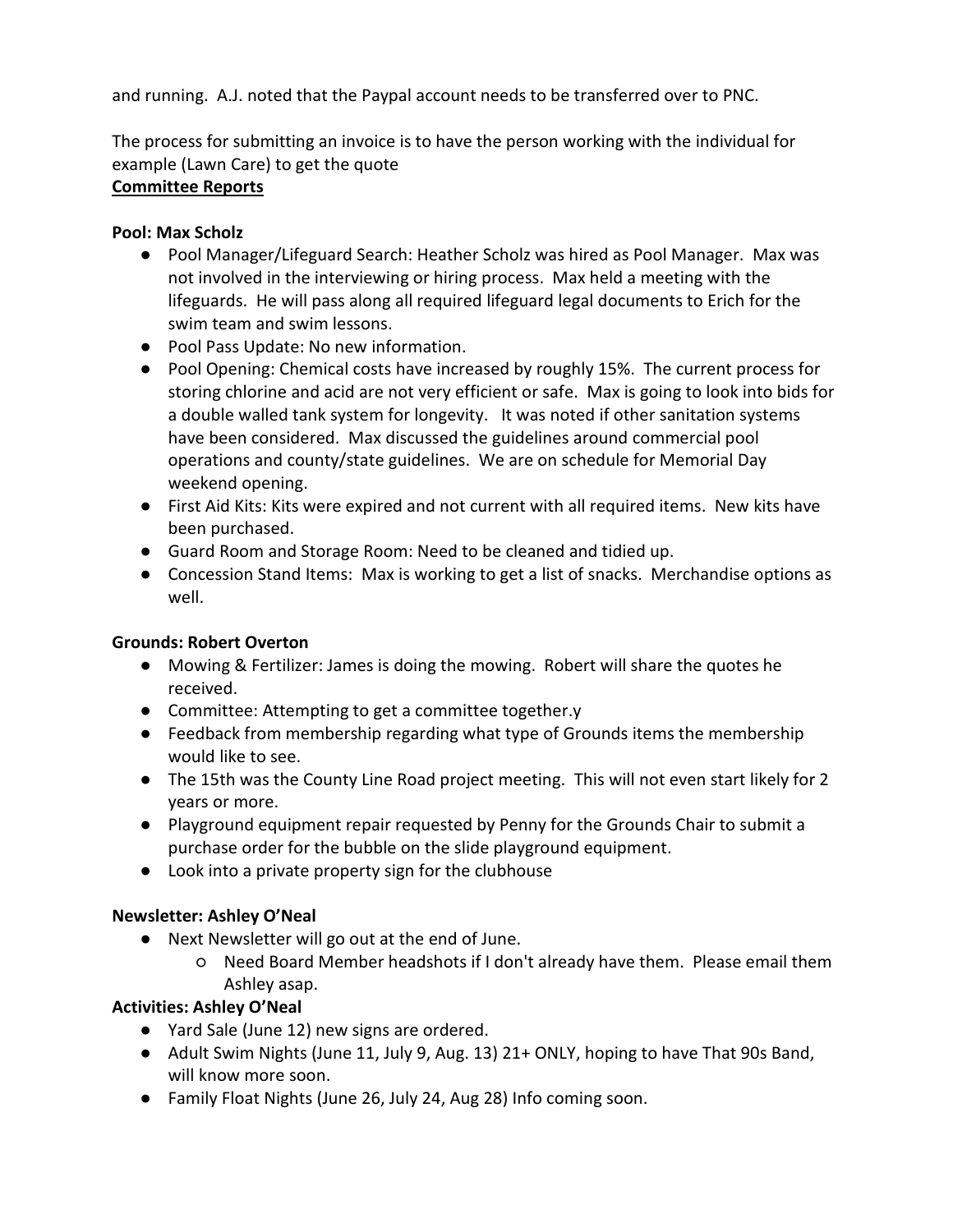and running. A.J. noted that the Paypal account needs to be transferred over to PNC.

The process for submitting an invoice is to have the person working with the individual for example (Lawn Care) to get the quote

**Committee Reports**

**Pool: Max Scholz**

- Pool Manager/Lifeguard Search: Heather Scholz was hired as Pool Manager. Max was not involved in the interviewing or hiring process. Max held a meeting with the lifeguards. He will pass along all required lifeguard legal documents to Erich for the swim team and swim lessons.
- Pool Pass Update: No new information.
- Pool Opening: Chemical costs have increased by roughly 15%. The current process for storing chlorine and acid are not very efficient or safe. Max is going to look into bids for a double walled tank system for longevity. It was noted if other sanitation systems have been considered. Max discussed the guidelines around commercial pool operations and county/state guidelines. We are on schedule for Memorial Day weekend opening.
- First Aid Kits: Kits were expired and not current with all required items. New kits have been purchased.
- Guard Room and Storage Room: Need to be cleaned and tidied up.
- Concession Stand Items: Max is working to get a list of snacks. Merchandise options as well.

**Grounds: Robert Overton**

- Mowing & Fertilizer: James is doing the mowing. Robert will share the quotes he received.
- Committee: Attempting to get a committee together.y
- Feedback from membership regarding what type of Grounds items the membership would like to see.
- The 15th was the County Line Road project meeting. This will not even start likely for 2 years or more.
- Playground equipment repair requested by Penny for the Grounds Chair to submit a purchase order for the bubble on the slide playground equipment.
- Look into a private property sign for the clubhouse

**Newsletter: Ashley O'Neal**

- Next Newsletter will go out at the end of June.
  - Need Board Member headshots if I don't already have them. Please email them Ashley asap.

**Activities: Ashley O'Neal**

- Yard Sale (June 12) new signs are ordered.
- Adult Swim Nights (June 11, July 9, Aug. 13) 21+ ONLY, hoping to have That 90s Band, will know more soon.
- Family Float Nights (June 26, July 24, Aug 28) Info coming soon.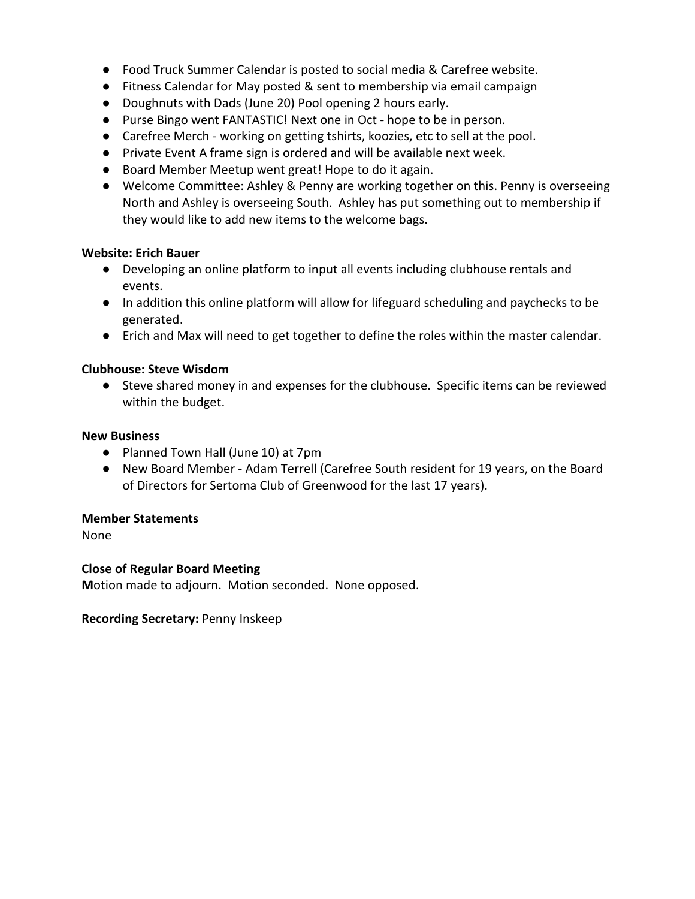- Food Truck Summer Calendar is posted to social media & Carefree website.
- Fitness Calendar for May posted & sent to membership via email campaign
- Doughnuts with Dads (June 20) Pool opening 2 hours early.
- Purse Bingo went FANTASTIC! Next one in Oct - hope to be in person.
- Carefree Merch - working on getting tshirts, koozies, etc to sell at the pool.
- Private Event A frame sign is ordered and will be available next week.
- Board Member Meetup went great! Hope to do it again.
- Welcome Committee: Ashley & Penny are working together on this. Penny is overseeing North and Ashley is overseeing South. Ashley has put something out to membership if they would like to add new items to the welcome bags.

**Website: Erich Bauer**

- Developing an online platform to input all events including clubhouse rentals and events.
- In addition this online platform will allow for lifeguard scheduling and paychecks to be generated.
- Erich and Max will need to get together to define the roles within the master calendar.

**Clubhouse: Steve Wisdom**

- Steve shared money in and expenses for the clubhouse. Specific items can be reviewed within the budget.

**New Business**

- Planned Town Hall (June 10) at 7pm
- New Board Member - Adam Terrell (Carefree South resident for 19 years, on the Board of Directors for Sertoma Club of Greenwood for the last 17 years).

**Member Statements**

None

**Close of Regular Board Meeting**

**M**otion made to adjourn. Motion seconded. None opposed.

**Recording Secretary:** Penny Inskeep